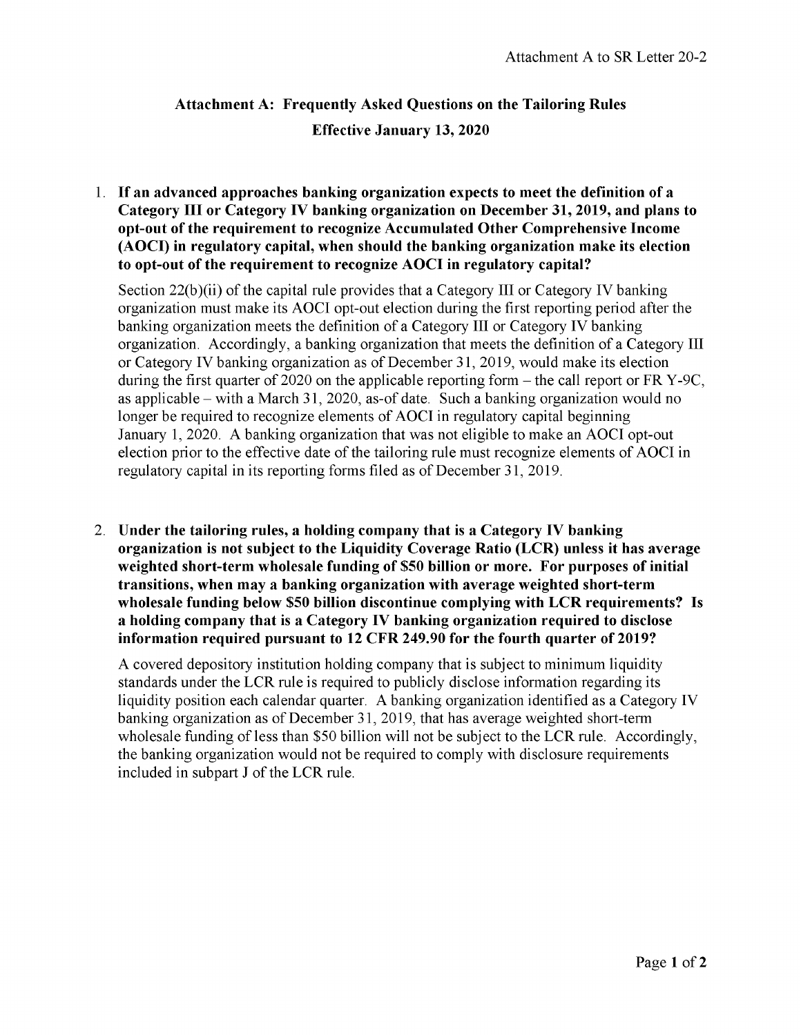Attachment A to SR Letter 20-2

# Attachment A: Frequently Asked Questions on the Tailoring Rules

## Effective January 13, 2020

1. **If an advanced approaches banking organization expects to meet the definition of a Category III or Category IV banking organization on December 31, 2019, and plans to opt-out of the requirement to recognize Accumulated Other Comprehensive Income (AOCI) in regulatory capital, when should the banking organization make its election to opt-out of the requirement to recognize AOCI in regulatory capital?**

   Section 22(b)(ii) of the capital rule provides that a Category III or Category IV banking organization must make its AOCI opt-out election during the first reporting period after the banking organization meets the definition of a Category III or Category IV banking organization. Accordingly, a banking organization that meets the definition of a Category III or Category IV banking organization as of December 31, 2019, would make its election during the first quarter of 2020 on the applicable reporting form – the call report or FR Y-9C, as applicable – with a March 31, 2020, as-of date. Such a banking organization would no longer be required to recognize elements of AOCI in regulatory capital beginning January 1, 2020. A banking organization that was not eligible to make an AOCI opt-out election prior to the effective date of the tailoring rule must recognize elements of AOCI in regulatory capital in its reporting forms filed as of December 31, 2019.

2. **Under the tailoring rules, a holding company that is a Category IV banking organization is not subject to the Liquidity Coverage Ratio (LCR) unless it has average weighted short-term wholesale funding of $50 billion or more. For purposes of initial transitions, when may a banking organization with average weighted short-term wholesale funding below $50 billion discontinue complying with LCR requirements? Is a holding company that is a Category IV banking organization required to disclose information required pursuant to 12 CFR 249.90 for the fourth quarter of 2019?**

   A covered depository institution holding company that is subject to minimum liquidity standards under the LCR rule is required to publicly disclose information regarding its liquidity position each calendar quarter. A banking organization identified as a Category IV banking organization as of December 31, 2019, that has average weighted short-term wholesale funding of less than $50 billion will not be subject to the LCR rule. Accordingly, the banking organization would not be required to comply with disclosure requirements included in subpart J of the LCR rule.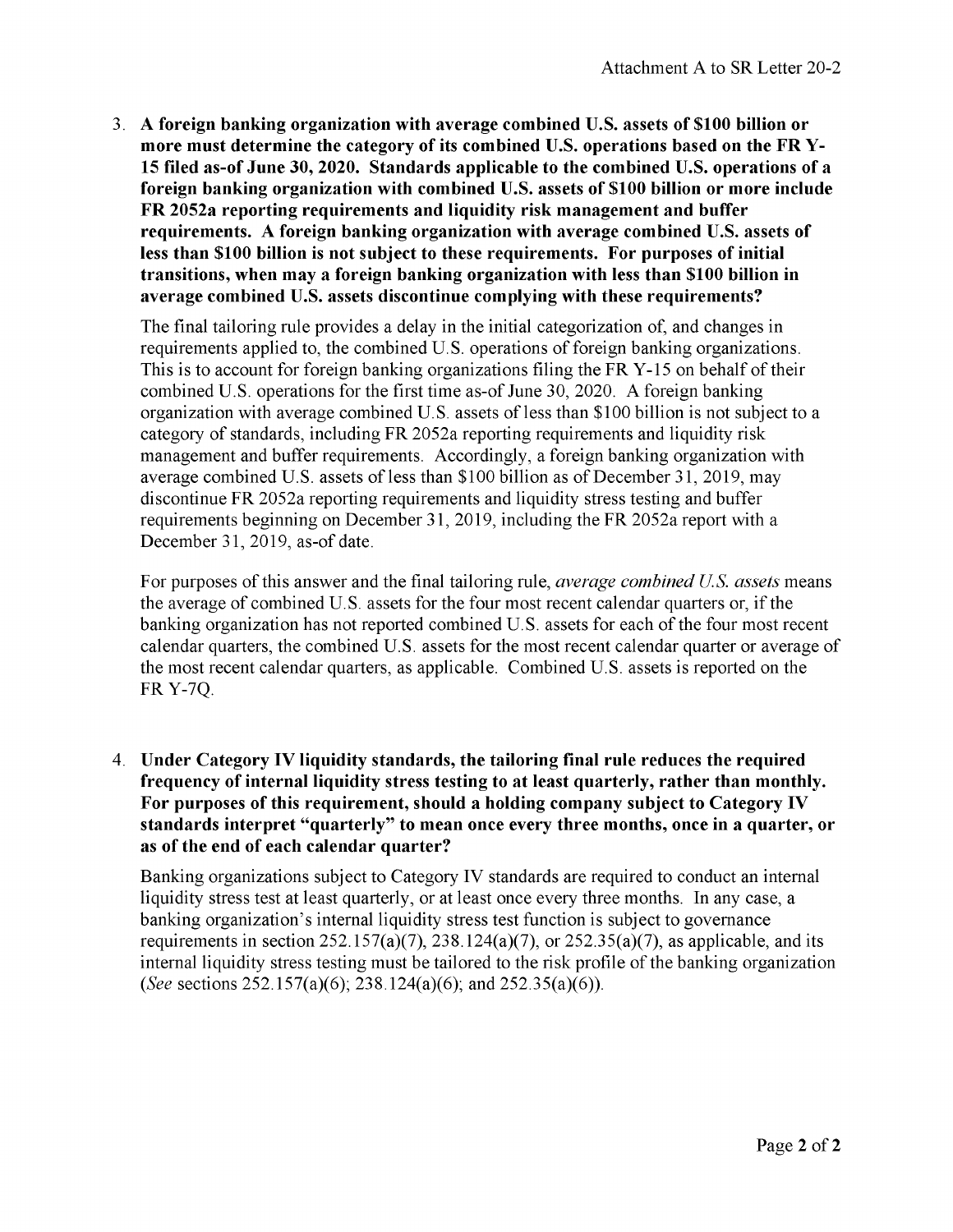3. **A foreign banking organization with average combined U.S. assets of $100 billion or more must determine the category of its combined U.S. operations based on the FR Y-15 filed as-of June 30, 2020. Standards applicable to the combined U.S. operations of a foreign banking organization with combined U.S. assets of $100 billion or more include FR 2052a reporting requirements and liquidity risk management and buffer requirements. A foreign banking organization with average combined U.S. assets of less than $100 billion is not subject to these requirements. For purposes of initial transitions, when may a foreign banking organization with less than $100 billion in average combined U.S. assets discontinue complying with these requirements?**

   The final tailoring rule provides a delay in the initial categorization of, and changes in requirements applied to, the combined U.S. operations of foreign banking organizations. This is to account for foreign banking organizations filing the FR Y-15 on behalf of their combined U.S. operations for the first time as-of June 30, 2020. A foreign banking organization with average combined U.S. assets of less than $100 billion is not subject to a category of standards, including FR 2052a reporting requirements and liquidity risk management and buffer requirements. Accordingly, a foreign banking organization with average combined U.S. assets of less than $100 billion as of December 31, 2019, may discontinue FR 2052a reporting requirements and liquidity stress testing and buffer requirements beginning on December 31, 2019, including the FR 2052a report with a December 31, 2019, as-of date.

   For purposes of this answer and the final tailoring rule, *average combined U.S. assets* means the average of combined U.S. assets for the four most recent calendar quarters or, if the banking organization has not reported combined U.S. assets for each of the four most recent calendar quarters, the combined U.S. assets for the most recent calendar quarter or average of the most recent calendar quarters, as applicable. Combined U.S. assets is reported on the FR Y-7Q.

4. **Under Category IV liquidity standards, the tailoring final rule reduces the required frequency of internal liquidity stress testing to at least quarterly, rather than monthly. For purposes of this requirement, should a holding company subject to Category IV standards interpret "quarterly" to mean once every three months, once in a quarter, or as of the end of each calendar quarter?**

   Banking organizations subject to Category IV standards are required to conduct an internal liquidity stress test at least quarterly, or at least once every three months. In any case, a banking organization's internal liquidity stress test function is subject to governance requirements in section 252.157(a)(7), 238.124(a)(7), or 252.35(a)(7), as applicable, and its internal liquidity stress testing must be tailored to the risk profile of the banking organization (*See* sections 252.157(a)(6); 238.124(a)(6); and 252.35(a)(6)).